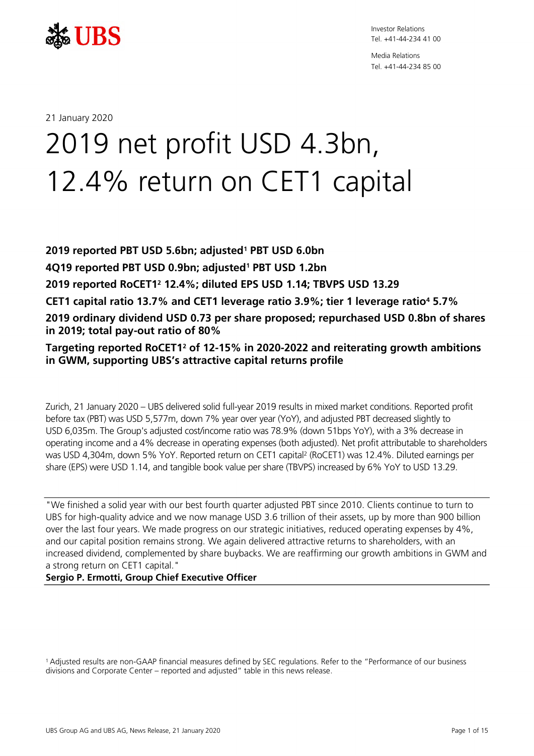Investor Relations
Tel. +41-44-234 41 00

Media Relations
Tel. +41-44-234 85 00

21 January 2020

# 2019 net profit USD 4.3bn, 12.4% return on CET1 capital

**2019 reported PBT USD 5.6bn; adjusted[1] PBT USD 6.0bn**

**4Q19 reported PBT USD 0.9bn; adjusted[1] PBT USD 1.2bn**

**2019 reported RoCET1[2] 12.4%; diluted EPS USD 1.14; TBVPS USD 13.29**

**CET1 capital ratio 13.7% and CET1 leverage ratio 3.9%; tier 1 leverage ratio[4] 5.7%**

**2019 ordinary dividend USD 0.73 per share proposed; repurchased USD 0.8bn of shares in 2019; total pay-out ratio of 80%**

**Targeting reported RoCET1[2] of 12-15% in 2020-2022 and reiterating growth ambitions in GWM, supporting UBS's attractive capital returns profile**

Zurich, 21 January 2020 – UBS delivered solid full-year 2019 results in mixed market conditions. Reported profit before tax (PBT) was USD 5,577m, down 7% year over year (YoY), and adjusted PBT decreased slightly to USD 6,035m. The Group's adjusted cost/income ratio was 78.9% (down 51bps YoY), with a 3% decrease in operating income and a 4% decrease in operating expenses (both adjusted). Net profit attributable to shareholders was USD 4,304m, down 5% YoY. Reported return on CET1 capital[2] (RoCET1) was 12.4%. Diluted earnings per share (EPS) were USD 1.14, and tangible book value per share (TBVPS) increased by 6% YoY to USD 13.29.

"We finished a solid year with our best fourth quarter adjusted PBT since 2010. Clients continue to turn to UBS for high-quality advice and we now manage USD 3.6 trillion of their assets, up by more than 900 billion over the last four years. We made progress on our strategic initiatives, reduced operating expenses by 4%, and our capital position remains strong. We again delivered attractive returns to shareholders, with an increased dividend, complemented by share buybacks. We are reaffirming our growth ambitions in GWM and a strong return on CET1 capital."
**Sergio P. Ermotti, Group Chief Executive Officer**

[1] Adjusted results are non-GAAP financial measures defined by SEC regulations. Refer to the "Performance of our business divisions and Corporate Center – reported and adjusted" table in this news release.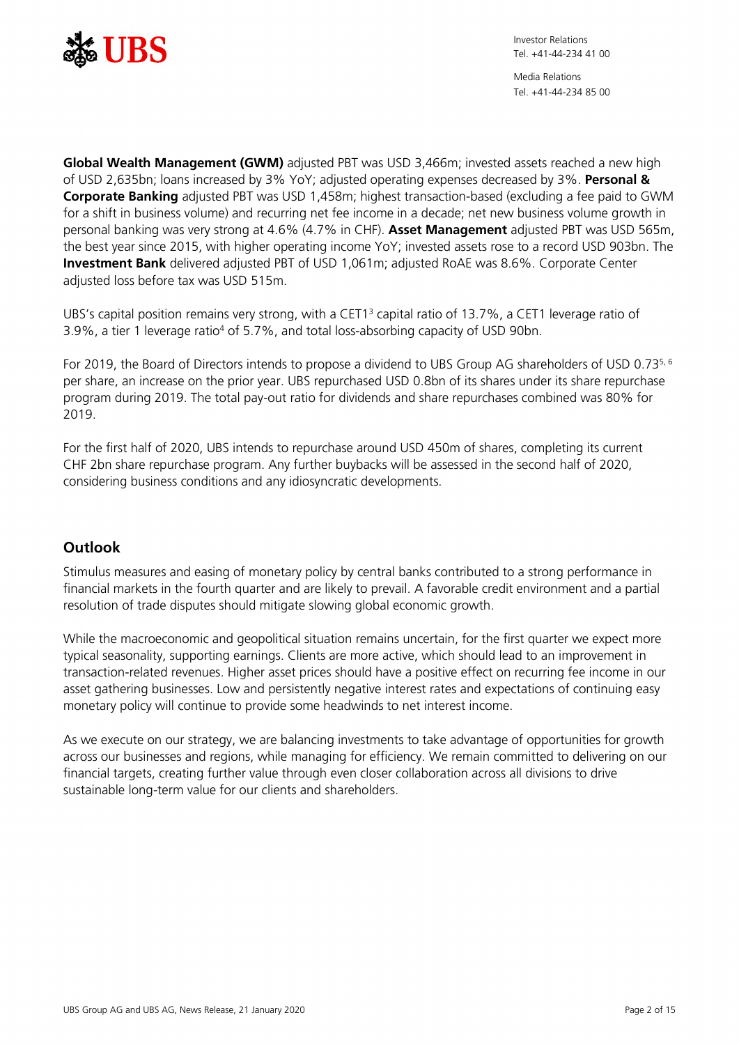**Global Wealth Management (GWM)** adjusted PBT was USD 3,466m; invested assets reached a new high of USD 2,635bn; loans increased by 3% YoY; adjusted operating expenses decreased by 3%. **Personal & Corporate Banking** adjusted PBT was USD 1,458m; highest transaction-based (excluding a fee paid to GWM for a shift in business volume) and recurring net fee income in a decade; net new business volume growth in personal banking was very strong at 4.6% (4.7% in CHF). **Asset Management** adjusted PBT was USD 565m, the best year since 2015, with higher operating income YoY; invested assets rose to a record USD 903bn. The **Investment Bank** delivered adjusted PBT of USD 1,061m; adjusted RoAE was 8.6%. Corporate Center adjusted loss before tax was USD 515m.

UBS's capital position remains very strong, with a CET1[3] capital ratio of 13.7%, a CET1 leverage ratio of 3.9%, a tier 1 leverage ratio[4] of 5.7%, and total loss-absorbing capacity of USD 90bn.

For 2019, the Board of Directors intends to propose a dividend to UBS Group AG shareholders of USD 0.73[5, 6] per share, an increase on the prior year. UBS repurchased USD 0.8bn of its shares under its share repurchase program during 2019. The total pay-out ratio for dividends and share repurchases combined was 80% for 2019.

For the first half of 2020, UBS intends to repurchase around USD 450m of shares, completing its current CHF 2bn share repurchase program. Any further buybacks will be assessed in the second half of 2020, considering business conditions and any idiosyncratic developments.

## Outlook

Stimulus measures and easing of monetary policy by central banks contributed to a strong performance in financial markets in the fourth quarter and are likely to prevail. A favorable credit environment and a partial resolution of trade disputes should mitigate slowing global economic growth.

While the macroeconomic and geopolitical situation remains uncertain, for the first quarter we expect more typical seasonality, supporting earnings. Clients are more active, which should lead to an improvement in transaction-related revenues. Higher asset prices should have a positive effect on recurring fee income in our asset gathering businesses. Low and persistently negative interest rates and expectations of continuing easy monetary policy will continue to provide some headwinds to net interest income.

As we execute on our strategy, we are balancing investments to take advantage of opportunities for growth across our businesses and regions, while managing for efficiency. We remain committed to delivering on our financial targets, creating further value through even closer collaboration across all divisions to drive sustainable long-term value for our clients and shareholders.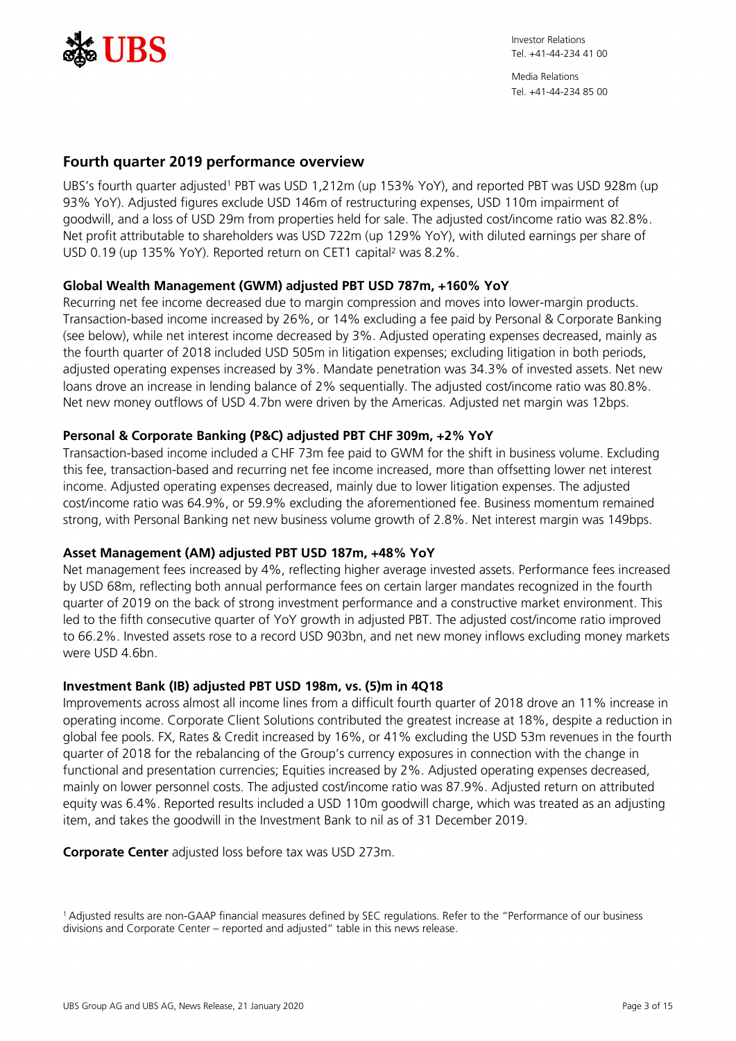## Fourth quarter 2019 performance overview

UBS's fourth quarter adjusted[1] PBT was USD 1,212m (up 153% YoY), and reported PBT was USD 928m (up 93% YoY). Adjusted figures exclude USD 146m of restructuring expenses, USD 110m impairment of goodwill, and a loss of USD 29m from properties held for sale. The adjusted cost/income ratio was 82.8%. Net profit attributable to shareholders was USD 722m (up 129% YoY), with diluted earnings per share of USD 0.19 (up 135% YoY). Reported return on CET1 capital[2] was 8.2%.

### Global Wealth Management (GWM) adjusted PBT USD 787m, +160% YoY

Recurring net fee income decreased due to margin compression and moves into lower-margin products. Transaction-based income increased by 26%, or 14% excluding a fee paid by Personal & Corporate Banking (see below), while net interest income decreased by 3%. Adjusted operating expenses decreased, mainly as the fourth quarter of 2018 included USD 505m in litigation expenses; excluding litigation in both periods, adjusted operating expenses increased by 3%. Mandate penetration was 34.3% of invested assets. Net new loans drove an increase in lending balance of 2% sequentially. The adjusted cost/income ratio was 80.8%. Net new money outflows of USD 4.7bn were driven by the Americas. Adjusted net margin was 12bps.

### Personal & Corporate Banking (P&C) adjusted PBT CHF 309m, +2% YoY

Transaction-based income included a CHF 73m fee paid to GWM for the shift in business volume. Excluding this fee, transaction-based and recurring net fee income increased, more than offsetting lower net interest income. Adjusted operating expenses decreased, mainly due to lower litigation expenses. The adjusted cost/income ratio was 64.9%, or 59.9% excluding the aforementioned fee. Business momentum remained strong, with Personal Banking net new business volume growth of 2.8%. Net interest margin was 149bps.

### Asset Management (AM) adjusted PBT USD 187m, +48% YoY

Net management fees increased by 4%, reflecting higher average invested assets. Performance fees increased by USD 68m, reflecting both annual performance fees on certain larger mandates recognized in the fourth quarter of 2019 on the back of strong investment performance and a constructive market environment. This led to the fifth consecutive quarter of YoY growth in adjusted PBT. The adjusted cost/income ratio improved to 66.2%. Invested assets rose to a record USD 903bn, and net new money inflows excluding money markets were USD 4.6bn.

### Investment Bank (IB) adjusted PBT USD 198m, vs. (5)m in 4Q18

Improvements across almost all income lines from a difficult fourth quarter of 2018 drove an 11% increase in operating income. Corporate Client Solutions contributed the greatest increase at 18%, despite a reduction in global fee pools. FX, Rates & Credit increased by 16%, or 41% excluding the USD 53m revenues in the fourth quarter of 2018 for the rebalancing of the Group's currency exposures in connection with the change in functional and presentation currencies; Equities increased by 2%. Adjusted operating expenses decreased, mainly on lower personnel costs. The adjusted cost/income ratio was 87.9%. Adjusted return on attributed equity was 6.4%. Reported results included a USD 110m goodwill charge, which was treated as an adjusting item, and takes the goodwill in the Investment Bank to nil as of 31 December 2019.

**Corporate Center** adjusted loss before tax was USD 273m.

[1] Adjusted results are non-GAAP financial measures defined by SEC regulations. Refer to the "Performance of our business divisions and Corporate Center – reported and adjusted" table in this news release.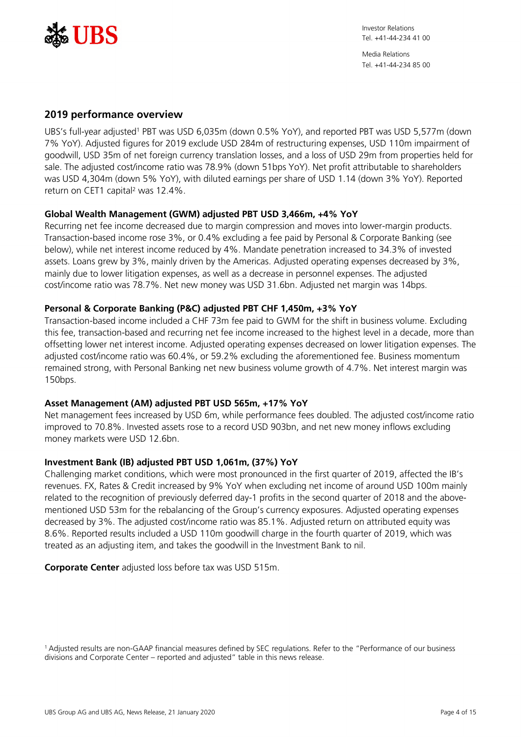## 2019 performance overview

UBS's full-year adjusted[1] PBT was USD 6,035m (down 0.5% YoY), and reported PBT was USD 5,577m (down 7% YoY). Adjusted figures for 2019 exclude USD 284m of restructuring expenses, USD 110m impairment of goodwill, USD 35m of net foreign currency translation losses, and a loss of USD 29m from properties held for sale. The adjusted cost/income ratio was 78.9% (down 51bps YoY). Net profit attributable to shareholders was USD 4,304m (down 5% YoY), with diluted earnings per share of USD 1.14 (down 3% YoY). Reported return on CET1 capital[2] was 12.4%.

**Global Wealth Management (GWM) adjusted PBT USD 3,466m, +4% YoY**

Recurring net fee income decreased due to margin compression and moves into lower-margin products. Transaction-based income rose 3%, or 0.4% excluding a fee paid by Personal & Corporate Banking (see below), while net interest income reduced by 4%. Mandate penetration increased to 34.3% of invested assets. Loans grew by 3%, mainly driven by the Americas. Adjusted operating expenses decreased by 3%, mainly due to lower litigation expenses, as well as a decrease in personnel expenses. The adjusted cost/income ratio was 78.7%. Net new money was USD 31.6bn. Adjusted net margin was 14bps.

**Personal & Corporate Banking (P&C) adjusted PBT CHF 1,450m, +3% YoY**

Transaction-based income included a CHF 73m fee paid to GWM for the shift in business volume. Excluding this fee, transaction-based and recurring net fee income increased to the highest level in a decade, more than offsetting lower net interest income. Adjusted operating expenses decreased on lower litigation expenses. The adjusted cost/income ratio was 60.4%, or 59.2% excluding the aforementioned fee. Business momentum remained strong, with Personal Banking net new business volume growth of 4.7%. Net interest margin was 150bps.

**Asset Management (AM) adjusted PBT USD 565m, +17% YoY**

Net management fees increased by USD 6m, while performance fees doubled. The adjusted cost/income ratio improved to 70.8%. Invested assets rose to a record USD 903bn, and net new money inflows excluding money markets were USD 12.6bn.

**Investment Bank (IB) adjusted PBT USD 1,061m, (37%) YoY**

Challenging market conditions, which were most pronounced in the first quarter of 2019, affected the IB's revenues. FX, Rates & Credit increased by 9% YoY when excluding net income of around USD 100m mainly related to the recognition of previously deferred day-1 profits in the second quarter of 2018 and the above-mentioned USD 53m for the rebalancing of the Group's currency exposures. Adjusted operating expenses decreased by 3%. The adjusted cost/income ratio was 85.1%. Adjusted return on attributed equity was 8.6%. Reported results included a USD 110m goodwill charge in the fourth quarter of 2019, which was treated as an adjusting item, and takes the goodwill in the Investment Bank to nil.

**Corporate Center** adjusted loss before tax was USD 515m.

[1] Adjusted results are non-GAAP financial measures defined by SEC regulations. Refer to the "Performance of our business divisions and Corporate Center – reported and adjusted" table in this news release.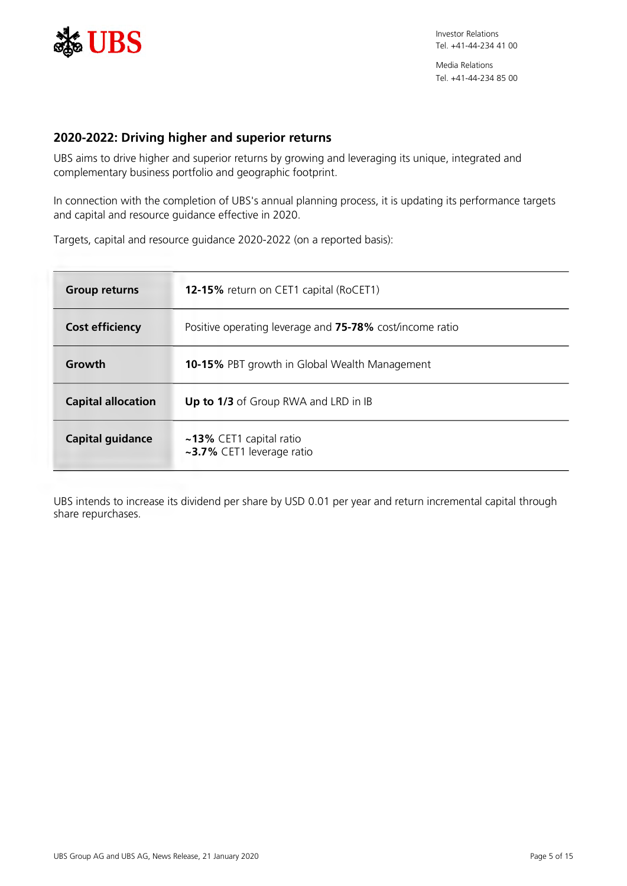## 2020-2022: Driving higher and superior returns

UBS aims to drive higher and superior returns by growing and leveraging its unique, integrated and complementary business portfolio and geographic footprint.

In connection with the completion of UBS's annual planning process, it is updating its performance targets and capital and resource guidance effective in 2020.

Targets, capital and resource guidance 2020-2022 (on a reported basis):

| | |
|---|---|
| **Group returns** | **12-15%** return on CET1 capital (RoCET1) |
| **Cost efficiency** | Positive operating leverage and **75-78%** cost/income ratio |
| **Growth** | **10-15%** PBT growth in Global Wealth Management |
| **Capital allocation** | **Up to 1/3** of Group RWA and LRD in IB |
| **Capital guidance** | **~13%** CET1 capital ratio<br>**~3.7%** CET1 leverage ratio |

UBS intends to increase its dividend per share by USD 0.01 per year and return incremental capital through share repurchases.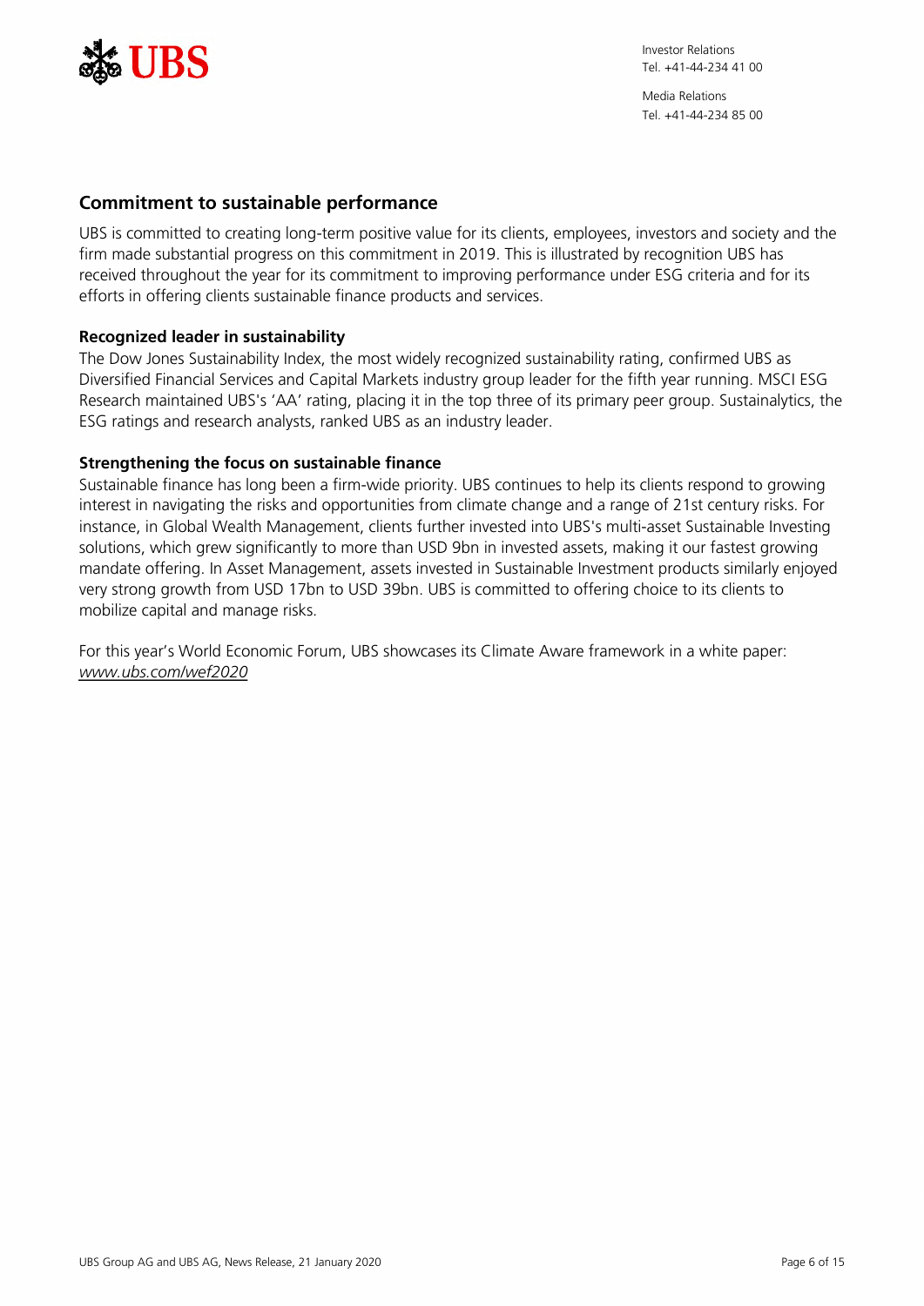## Commitment to sustainable performance

UBS is committed to creating long-term positive value for its clients, employees, investors and society and the firm made substantial progress on this commitment in 2019. This is illustrated by recognition UBS has received throughout the year for its commitment to improving performance under ESG criteria and for its efforts in offering clients sustainable finance products and services.

### Recognized leader in sustainability

The Dow Jones Sustainability Index, the most widely recognized sustainability rating, confirmed UBS as Diversified Financial Services and Capital Markets industry group leader for the fifth year running. MSCI ESG Research maintained UBS's 'AA' rating, placing it in the top three of its primary peer group. Sustainalytics, the ESG ratings and research analysts, ranked UBS as an industry leader.

### Strengthening the focus on sustainable finance

Sustainable finance has long been a firm-wide priority. UBS continues to help its clients respond to growing interest in navigating the risks and opportunities from climate change and a range of 21st century risks. For instance, in Global Wealth Management, clients further invested into UBS's multi-asset Sustainable Investing solutions, which grew significantly to more than USD 9bn in invested assets, making it our fastest growing mandate offering. In Asset Management, assets invested in Sustainable Investment products similarly enjoyed very strong growth from USD 17bn to USD 39bn. UBS is committed to offering choice to its clients to mobilize capital and manage risks.

For this year's World Economic Forum, UBS showcases its Climate Aware framework in a white paper: *www.ubs.com/wef2020*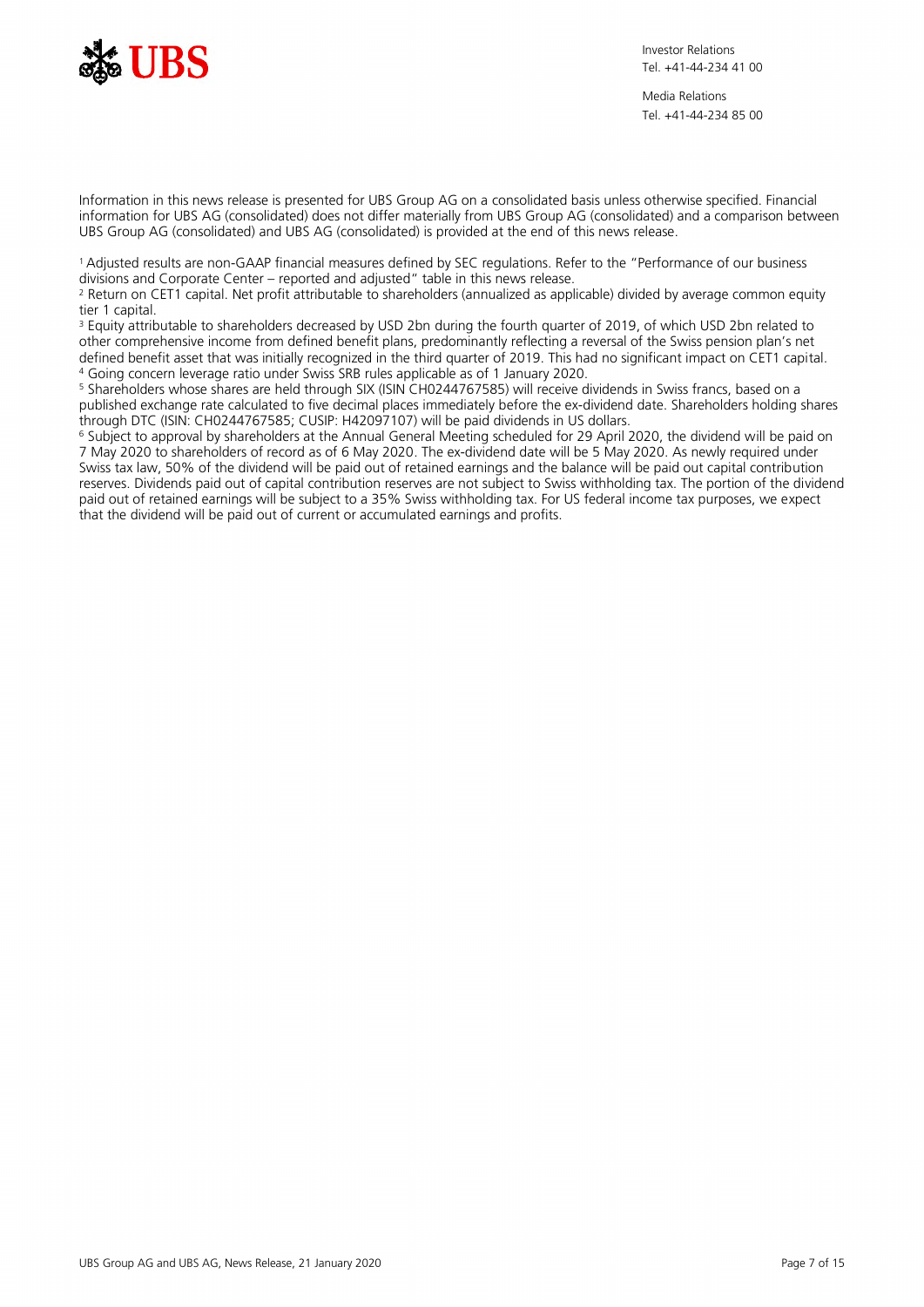Investor Relations
Tel. +41-44-234 41 00

Media Relations
Tel. +41-44-234 85 00

Information in this news release is presented for UBS Group AG on a consolidated basis unless otherwise specified. Financial information for UBS AG (consolidated) does not differ materially from UBS Group AG (consolidated) and a comparison between UBS Group AG (consolidated) and UBS AG (consolidated) is provided at the end of this news release.

[1] Adjusted results are non-GAAP financial measures defined by SEC regulations. Refer to the "Performance of our business divisions and Corporate Center – reported and adjusted" table in this news release.
[2] Return on CET1 capital. Net profit attributable to shareholders (annualized as applicable) divided by average common equity tier 1 capital.
[3] Equity attributable to shareholders decreased by USD 2bn during the fourth quarter of 2019, of which USD 2bn related to other comprehensive income from defined benefit plans, predominantly reflecting a reversal of the Swiss pension plan's net defined benefit asset that was initially recognized in the third quarter of 2019. This had no significant impact on CET1 capital.
[4] Going concern leverage ratio under Swiss SRB rules applicable as of 1 January 2020.
[5] Shareholders whose shares are held through SIX (ISIN CH0244767585) will receive dividends in Swiss francs, based on a published exchange rate calculated to five decimal places immediately before the ex-dividend date. Shareholders holding shares through DTC (ISIN: CH0244767585; CUSIP: H42097107) will be paid dividends in US dollars.
[6] Subject to approval by shareholders at the Annual General Meeting scheduled for 29 April 2020, the dividend will be paid on 7 May 2020 to shareholders of record as of 6 May 2020. The ex-dividend date will be 5 May 2020. As newly required under Swiss tax law, 50% of the dividend will be paid out of retained earnings and the balance will be paid out capital contribution reserves. Dividends paid out of capital contribution reserves are not subject to Swiss withholding tax. The portion of the dividend paid out of retained earnings will be subject to a 35% Swiss withholding tax. For US federal income tax purposes, we expect that the dividend will be paid out of current or accumulated earnings and profits.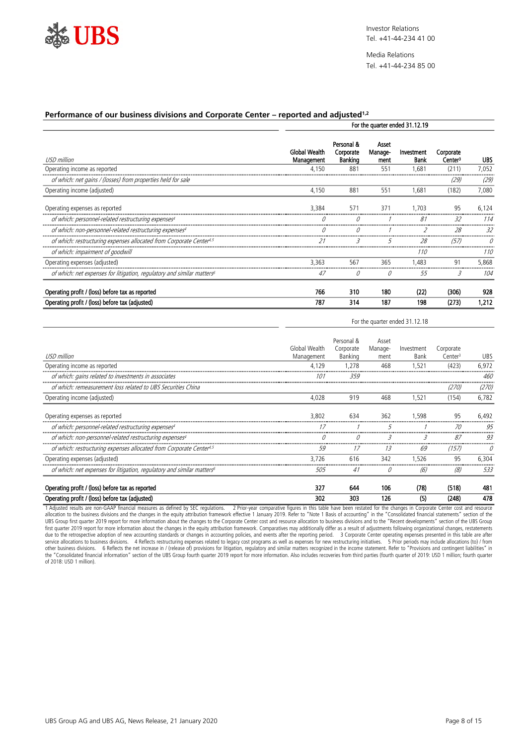UBS

Investor Relations
Tel. +41-44-234 41 00

Media Relations
Tel. +41-44-234 85 00

## Performance of our business divisions and Corporate Center – reported and adjusted[1,2]

| | For the quarter ended 31.12.19 | | | | | |
|---|---|---|---|---|---|---|
| *USD million* | **Global Wealth Management** | **Personal & Corporate Banking** | **Asset Manage-ment** | **Investment Bank** | **Corporate Center[3]** | **UBS** |
| Operating income as reported | 4,150 | 881 | 551 | 1,681 | (211) | 7,052 |
| *of which: net gains / (losses) from properties held for sale* | | | | | *(29)* | *(29)* |
| Operating income (adjusted) | 4,150 | 881 | 551 | 1,681 | (182) | 7,080 |
| Operating expenses as reported | 3,384 | 571 | 371 | 1,703 | 95 | 6,124 |
| *of which: personnel-related restructuring expenses[4]* | *0* | *0* | *1* | *81* | *32* | *114* |
| *of which: non-personnel-related restructuring expenses[4]* | *0* | *0* | *1* | *2* | *28* | *32* |
| *of which: restructuring expenses allocated from Corporate Center[4,5]* | *21* | *3* | *5* | *28* | *(57)* | *0* |
| *of which: impairment of goodwill* | | | | *110* | | *110* |
| Operating expenses (adjusted) | 3,363 | 567 | 365 | 1,483 | 91 | 5,868 |
| *of which: net expenses for litigation, regulatory and similar matters[6]* | *47* | *0* | *0* | *55* | *3* | *104* |
| **Operating profit / (loss) before tax as reported** | **766** | **310** | **180** | **(22)** | **(306)** | **928** |
| **Operating profit / (loss) before tax (adjusted)** | **787** | **314** | **187** | **198** | **(273)** | **1,212** |

| | For the quarter ended 31.12.18 | | | | | |
|---|---|---|---|---|---|---|
| *USD million* | Global Wealth Management | Personal & Corporate Banking | Asset Manage-ment | Investment Bank | Corporate Center[3] | UBS |
| Operating income as reported | 4,129 | 1,278 | 468 | 1,521 | (423) | 6,972 |
| *of which: gains related to investments in associates* | *101* | *359* | | | | *460* |
| *of which: remeasurement loss related to UBS Securities China* | | | | | *(270)* | *(270)* |
| Operating income (adjusted) | 4,028 | 919 | 468 | 1,521 | (154) | 6,782 |
| Operating expenses as reported | 3,802 | 634 | 362 | 1,598 | 95 | 6,492 |
| *of which: personnel-related restructuring expenses[4]* | *17* | *1* | *5* | *1* | *70* | *95* |
| *of which: non-personnel-related restructuring expenses[4]* | *0* | *0* | *3* | *3* | *87* | *93* |
| *of which: restructuring expenses allocated from Corporate Center[4,5]* | *59* | *17* | *13* | *69* | *(157)* | *0* |
| Operating expenses (adjusted) | 3,726 | 616 | 342 | 1,526 | 95 | 6,304 |
| *of which: net expenses for litigation, regulatory and similar matters[6]* | *505* | *41* | *0* | *(6)* | *(8)* | *533* |
| **Operating profit / (loss) before tax as reported** | **327** | **644** | **106** | **(78)** | **(518)** | **481** |
| **Operating profit / (loss) before tax (adjusted)** | **302** | **303** | **126** | **(5)** | **(248)** | **478** |

1 Adjusted results are non-GAAP financial measures as defined by SEC regulations. 2 Prior-year comparative figures in this table have been restated for the changes in Corporate Center cost and resource allocation to the business divisions and the changes in the equity attribution framework effective 1 January 2019. Refer to "Note 1 Basis of accounting" in the "Consolidated financial statements" section of the UBS Group first quarter 2019 report for more information about the changes to the Corporate Center cost and resource allocation to business divisions and to the "Recent developments" section of the UBS Group first quarter 2019 report for more information about the changes in the equity attribution framework. Comparatives may additionally differ as a result of adjustments following organizational changes, restatements due to the retrospective adoption of new accounting standards or changes in accounting policies, and events after the reporting period. 3 Corporate Center operating expenses presented in this table are after service allocations to business divisions. 4 Reflects restructuring expenses related to legacy cost programs as well as expenses for new restructuring initiatives. 5 Prior periods may include allocations (to) / from other business divisions. 6 Reflects the net increase in / (release of) provisions for litigation, regulatory and similar matters recognized in the income statement. Refer to "Provisions and contingent liabilities" in the "Consolidated financial information" section of the UBS Group fourth quarter 2019 report for more information. Also includes recoveries from third parties (fourth quarter of 2019: USD 1 million; fourth quarter of 2018: USD 1 million).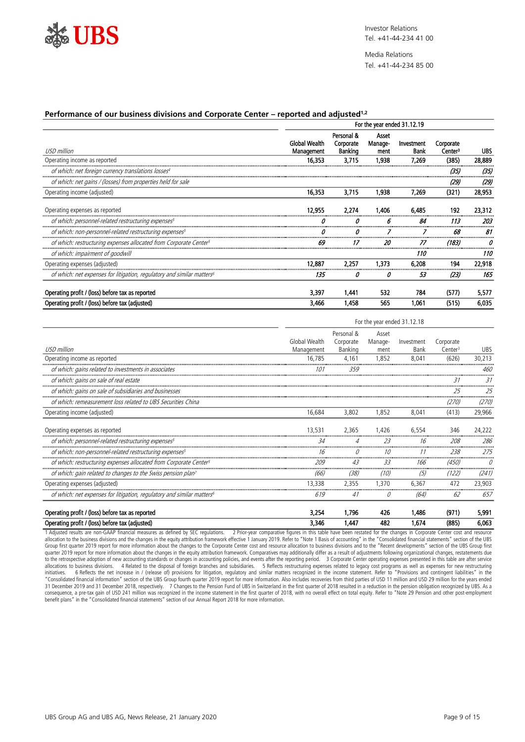UBS

Investor Relations
Tel. +41-44-234 41 00

Media Relations
Tel. +41-44-234 85 00

### Performance of our business divisions and Corporate Center – reported and adjusted[1,2]

| | For the year ended 31.12.19 | | | | | |
|---|---|---|---|---|---|---|
| *USD million* | Global Wealth Management | Personal & Corporate Banking | Asset Manage-ment | Investment Bank | Corporate Center[3] | UBS |
| Operating income as reported | 16,353 | 3,715 | 1,938 | 7,269 | (385) | 28,889 |
| *of which: net foreign currency translations losses[4]* | | | | | *(35)* | *(35)* |
| *of which: net gains / (losses) from properties held for sale* | | | | | *(29)* | *(29)* |
| Operating income (adjusted) | 16,353 | 3,715 | 1,938 | 7,269 | (321) | 28,953 |
| Operating expenses as reported | 12,955 | 2,274 | 1,406 | 6,485 | 192 | 23,312 |
| *of which: personnel-related restructuring expenses[5]* | *0* | *0* | *6* | *84* | *113* | *203* |
| *of which: non-personnel-related restructuring expenses[5]* | *0* | *0* | *7* | *7* | *68* | *81* |
| *of which: restructuring expenses allocated from Corporate Center[5]* | *69* | *17* | *20* | *77* | *(183)* | *0* |
| *of which: impairment of goodwill* | | | | *110* | | *110* |
| Operating expenses (adjusted) | 12,887 | 2,257 | 1,373 | 6,208 | 194 | 22,918 |
| *of which: net expenses for litigation, regulatory and similar matters[6]* | *135* | *0* | *0* | *53* | *(23)* | *165* |
| **Operating profit / (loss) before tax as reported** | 3,397 | 1,441 | 532 | 784 | (577) | 5,577 |
| **Operating profit / (loss) before tax (adjusted)** | 3,466 | 1,458 | 565 | 1,061 | (515) | 6,035 |

| | For the year ended 31.12.18 | | | | | |
|---|---|---|---|---|---|---|
| *USD million* | Global Wealth Management | Personal & Corporate Banking | Asset Manage-ment | Investment Bank | Corporate Center[3] | UBS |
| Operating income as reported | 16,785 | 4,161 | 1,852 | 8,041 | (626) | 30,213 |
| *of which: gains related to investments in associates* | *101* | *359* | | | | *460* |
| *of which: gains on sale of real estate* | | | | | *31* | *31* |
| *of which: gains on sale of subsidiaries and businesses* | | | | | *25* | *25* |
| *of which: remeasurement loss related to UBS Securities China* | | | | | *(270)* | *(270)* |
| Operating income (adjusted) | 16,684 | 3,802 | 1,852 | 8,041 | (413) | 29,966 |
| Operating expenses as reported | 13,531 | 2,365 | 1,426 | 6,554 | 346 | 24,222 |
| *of which: personnel-related restructuring expenses[5]* | *34* | *4* | *23* | *16* | *208* | *286* |
| *of which: non-personnel-related restructuring expenses[5]* | *16* | *0* | *10* | *11* | *238* | *275* |
| *of which: restructuring expenses allocated from Corporate Center[5]* | *209* | *43* | *33* | *166* | *(450)* | *0* |
| *of which: gain related to changes to the Swiss pension plan[7]* | *(66)* | *(38)* | *(10)* | *(5)* | *(122)* | *(241)* |
| Operating expenses (adjusted) | 13,338 | 2,355 | 1,370 | 6,367 | 472 | 23,903 |
| *of which: net expenses for litigation, regulatory and similar matters[6]* | *619* | *41* | *0* | *(64)* | *62* | *657* |
| **Operating profit / (loss) before tax as reported** | 3,254 | 1,796 | 426 | 1,486 | (971) | 5,991 |
| **Operating profit / (loss) before tax (adjusted)** | 3,346 | 1,447 | 482 | 1,674 | (885) | 6,063 |

1 Adjusted results are non-GAAP financial measures as defined by SEC regulations. 2 Prior-year comparative figures in this table have been restated for the changes in Corporate Center cost and resource allocation to the business divisions and the changes in the equity attribution framework effective 1 January 2019. Refer to "Note 1 Basis of accounting" in the "Consolidated financial statements" section of the UBS Group first quarter 2019 report for more information about the changes to the Corporate Center cost and resource allocation to business divisions and to the "Recent developments" section of the UBS Group first quarter 2019 report for more information about the changes in the equity attribution framework. Comparatives may additionally differ as a result of adjustments following organizational changes, restatements due to the retrospective adoption of new accounting standards or changes in accounting policies, and events after the reporting period. 3 Corporate Center operating expenses presented in this table are after service allocations to business divisions. 4 Related to the disposal of foreign branches and subsidiaries. 5 Reflects restructuring expenses related to legacy cost programs as well as expenses for new restructuring initiatives. 6 Reflects the net increase in / (release of) provisions for litigation, regulatory and similar matters recognized in the income statement. Refer to "Provisions and contingent liabilities" in the "Consolidated financial information" section of the UBS Group fourth quarter 2019 report for more information. Also includes recoveries from third parties of USD 11 million and USD 29 million for the years ended 31 December 2019 and 31 December 2018, respectively. 7 Changes to the Pension Fund of UBS in Switzerland in the first quarter of 2018 resulted in a reduction in the pension obligation recognized by UBS. As a consequence, a pre-tax gain of USD 241 million was recognized in the income statement in the first quarter of 2018, with no overall effect on total equity. Refer to "Note 29 Pension and other post-employment benefit plans" in the "Consolidated financial statements" section of our Annual Report 2018 for more information.

UBS Group AG and UBS AG, News Release, 21 January 2020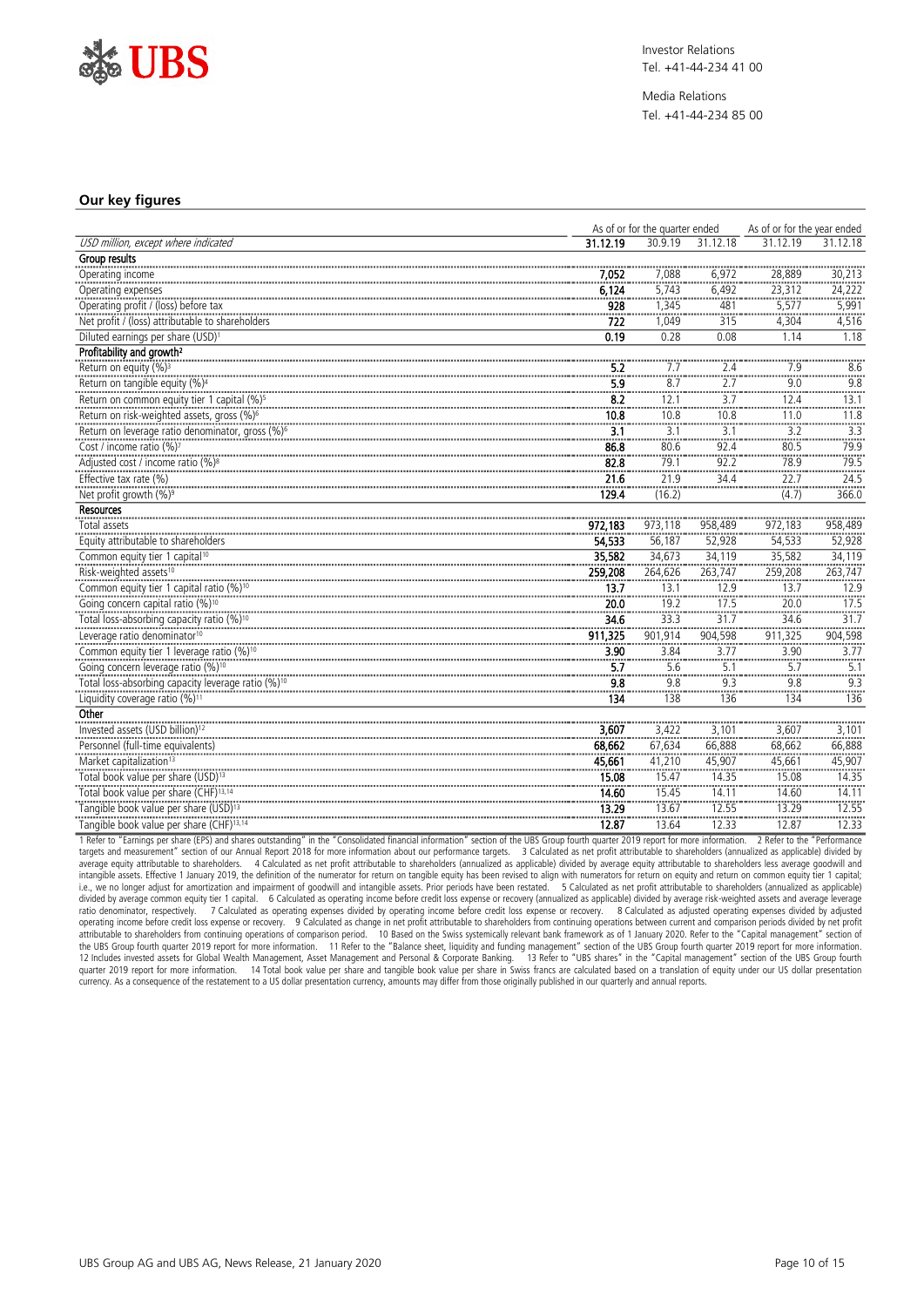Investor Relations
Tel. +41-44-234 41 00

Media Relations
Tel. +41-44-234 85 00

## Our key figures

| | As of or for the quarter ended | | | As of or for the year ended | |
|---|---|---|---|---|---|
| *USD million, except where indicated* | **31.12.19** | 30.9.19 | 31.12.18 | 31.12.19 | 31.12.18 |
| **Group results** | | | | | |
| Operating income | **7,052** | 7,088 | 6,972 | 28,889 | 30,213 |
| Operating expenses | **6,124** | 5,743 | 6,492 | 23,312 | 24,222 |
| Operating profit / (loss) before tax | **928** | 1,345 | 481 | 5,577 | 5,991 |
| Net profit / (loss) attributable to shareholders | **722** | 1,049 | 315 | 4,304 | 4,516 |
| Diluted earnings per share (USD)[1] | **0.19** | 0.28 | 0.08 | 1.14 | 1.18 |
| **Profitability and growth[2]** | | | | | |
| Return on equity (%)[3] | **5.2** | 7.7 | 2.4 | 7.9 | 8.6 |
| Return on tangible equity (%)[4] | **5.9** | 8.7 | 2.7 | 9.0 | 9.8 |
| Return on common equity tier 1 capital (%)[5] | **8.2** | 12.1 | 3.7 | 12.4 | 13.1 |
| Return on risk-weighted assets, gross (%)[6] | **10.8** | 10.8 | 10.8 | 11.0 | 11.8 |
| Return on leverage ratio denominator, gross (%)[6] | **3.1** | 3.1 | 3.1 | 3.2 | 3.3 |
| Cost / income ratio (%)[7] | **86.8** | 80.6 | 92.4 | 80.5 | 79.9 |
| Adjusted cost / income ratio (%)[8] | **82.8** | 79.1 | 92.2 | 78.9 | 79.5 |
| Effective tax rate (%) | **21.6** | 21.9 | 34.4 | 22.7 | 24.5 |
| Net profit growth (%)[9] | **129.4** | (16.2) | | (4.7) | 366.0 |
| **Resources** | | | | | |
| Total assets | **972,183** | 973,118 | 958,489 | 972,183 | 958,489 |
| Equity attributable to shareholders | **54,533** | 56,187 | 52,928 | 54,533 | 52,928 |
| Common equity tier 1 capital[10] | **35,582** | 34,673 | 34,119 | 35,582 | 34,119 |
| Risk-weighted assets[10] | **259,208** | 264,626 | 263,747 | 259,208 | 263,747 |
| Common equity tier 1 capital ratio (%)[10] | **13.7** | 13.1 | 12.9 | 13.7 | 12.9 |
| Going concern capital ratio (%)[10] | **20.0** | 19.2 | 17.5 | 20.0 | 17.5 |
| Total loss-absorbing capacity ratio (%)[10] | **34.6** | 33.3 | 31.7 | 34.6 | 31.7 |
| Leverage ratio denominator[10] | **911,325** | 901,914 | 904,598 | 911,325 | 904,598 |
| Common equity tier 1 leverage ratio (%)[10] | **3.90** | 3.84 | 3.77 | 3.90 | 3.77 |
| Going concern leverage ratio (%)[10] | **5.7** | 5.6 | 5.1 | 5.7 | 5.1 |
| Total loss-absorbing capacity leverage ratio (%)[10] | **9.8** | 9.8 | 9.3 | 9.8 | 9.3 |
| Liquidity coverage ratio (%)[11] | **134** | 138 | 136 | 134 | 136 |
| **Other** | | | | | |
| Invested assets (USD billion)[12] | **3,607** | 3,422 | 3,101 | 3,607 | 3,101 |
| Personnel (full-time equivalents) | **68,662** | 67,634 | 66,888 | 68,662 | 66,888 |
| Market capitalization[13] | **45,661** | 41,210 | 45,907 | 45,661 | 45,907 |
| Total book value per share (USD)[13] | **15.08** | 15.47 | 14.35 | 15.08 | 14.35 |
| Total book value per share (CHF)[13,14] | **14.60** | 15.45 | 14.11 | 14.60 | 14.11 |
| Tangible book value per share (USD)[13] | **13.29** | 13.67 | 12.55 | 13.29 | 12.55 |
| Tangible book value per share (CHF)[13,14] | **12.87** | 13.64 | 12.33 | 12.87 | 12.33 |

1 Refer to "Earnings per share (EPS) and shares outstanding" in the "Consolidated financial information" section of the UBS Group fourth quarter 2019 report for more information. 2 Refer to the "Performance targets and measurement" section of our Annual Report 2018 for more information about our performance targets. 3 Calculated as net profit attributable to shareholders (annualized as applicable) divided by average equity attributable to shareholders. 4 Calculated as net profit attributable to shareholders (annualized as applicable) divided by average equity attributable to shareholders less average goodwill and intangible assets. Effective 1 January 2019, the definition of the numerator for return on tangible equity has been revised to align with numerators for return on equity and return on common equity tier 1 capital; i.e., we no longer adjust for amortization and impairment of goodwill and intangible assets. Prior periods have been restated. 5 Calculated as net profit attributable to shareholders (annualized as applicable) divided by average common equity tier 1 capital. 6 Calculated as operating income before credit loss expense or recovery (annualized as applicable) divided by average risk-weighted assets and average leverage ratio denominator, respectively. 7 Calculated as operating expenses divided by operating income before credit loss expense or recovery. 8 Calculated as adjusted operating expenses divided by adjusted operating income before credit loss expense or recovery. 9 Calculated as change in net profit attributable to shareholders from continuing operations between current and comparison periods divided by net profit attributable to shareholders from continuing operations of comparison period. 10 Based on the Swiss systemically relevant bank framework as of 1 January 2020. Refer to the "Capital management" section of the UBS Group fourth quarter 2019 report for more information. 11 Refer to the "Balance sheet, liquidity and funding management" section of the UBS Group fourth quarter 2019 report for more information. 12 Includes invested assets for Global Wealth Management, Asset Management and Personal & Corporate Banking. 13 Refer to "UBS shares" in the "Capital management" section of the UBS Group fourth quarter 2019 report for more information. 14 Total book value per share and tangible book value per share in Swiss francs are calculated based on a translation of equity under our US dollar presentation currency. As a consequence of the restatement to a US dollar presentation currency, amounts may differ from those originally published in our quarterly and annual reports.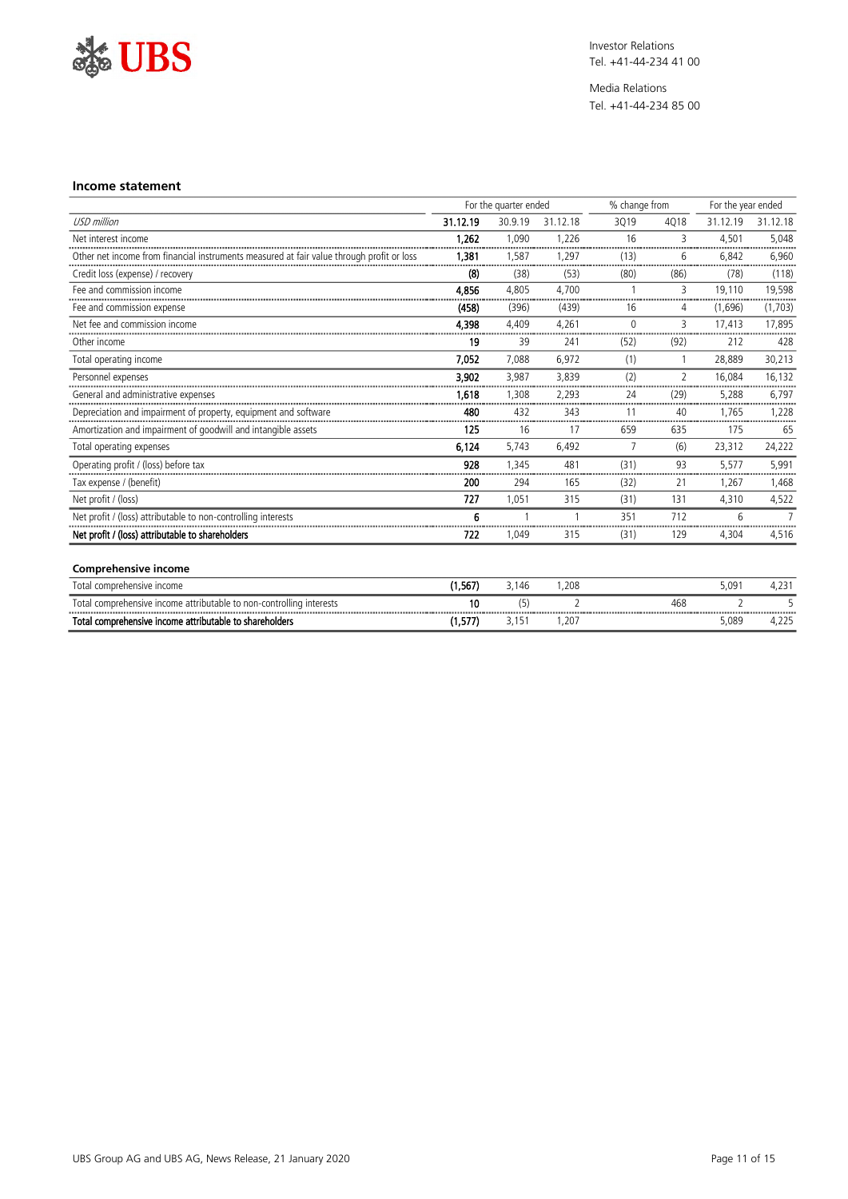Investor Relations
Tel. +41-44-234 41 00

Media Relations
Tel. +41-44-234 85 00

## Income statement

| | For the quarter ended | | | % change from | | For the year ended | |
|---|---|---|---|---|---|---|---|
| *USD million* | **31.12.19** | 30.9.19 | 31.12.18 | 3Q19 | 4Q18 | 31.12.19 | 31.12.18 |
| Net interest income | **1,262** | 1,090 | 1,226 | 16 | 3 | 4,501 | 5,048 |
| Other net income from financial instruments measured at fair value through profit or loss | **1,381** | 1,587 | 1,297 | (13) | 6 | 6,842 | 6,960 |
| Credit loss (expense) / recovery | **(8)** | (38) | (53) | (80) | (86) | (78) | (118) |
| Fee and commission income | **4,856** | 4,805 | 4,700 | 1 | 3 | 19,110 | 19,598 |
| Fee and commission expense | **(458)** | (396) | (439) | 16 | 4 | (1,696) | (1,703) |
| Net fee and commission income | **4,398** | 4,409 | 4,261 | 0 | 3 | 17,413 | 17,895 |
| Other income | **19** | 39 | 241 | (52) | (92) | 212 | 428 |
| Total operating income | **7,052** | 7,088 | 6,972 | (1) | 1 | 28,889 | 30,213 |
| Personnel expenses | **3,902** | 3,987 | 3,839 | (2) | 2 | 16,084 | 16,132 |
| General and administrative expenses | **1,618** | 1,308 | 2,293 | 24 | (29) | 5,288 | 6,797 |
| Depreciation and impairment of property, equipment and software | **480** | 432 | 343 | 11 | 40 | 1,765 | 1,228 |
| Amortization and impairment of goodwill and intangible assets | **125** | 16 | 17 | 659 | 635 | 175 | 65 |
| Total operating expenses | **6,124** | 5,743 | 6,492 | 7 | (6) | 23,312 | 24,222 |
| Operating profit / (loss) before tax | **928** | 1,345 | 481 | (31) | 93 | 5,577 | 5,991 |
| Tax expense / (benefit) | **200** | 294 | 165 | (32) | 21 | 1,267 | 1,468 |
| Net profit / (loss) | **727** | 1,051 | 315 | (31) | 131 | 4,310 | 4,522 |
| Net profit / (loss) attributable to non-controlling interests | **6** | 1 | 1 | 351 | 712 | 6 | 7 |
| **Net profit / (loss) attributable to shareholders** | **722** | 1,049 | 315 | (31) | 129 | 4,304 | 4,516 |

## Comprehensive income

| | | | | | | | |
|---|---|---|---|---|---|---|---|
| Total comprehensive income | **(1,567)** | 3,146 | 1,208 | | | 5,091 | 4,231 |
| Total comprehensive income attributable to non-controlling interests | **10** | (5) | 2 | | 468 | 2 | 5 |
| **Total comprehensive income attributable to shareholders** | **(1,577)** | 3,151 | 1,207 | | | 5,089 | 4,225 |

UBS Group AG and UBS AG, News Release, 21 January 2020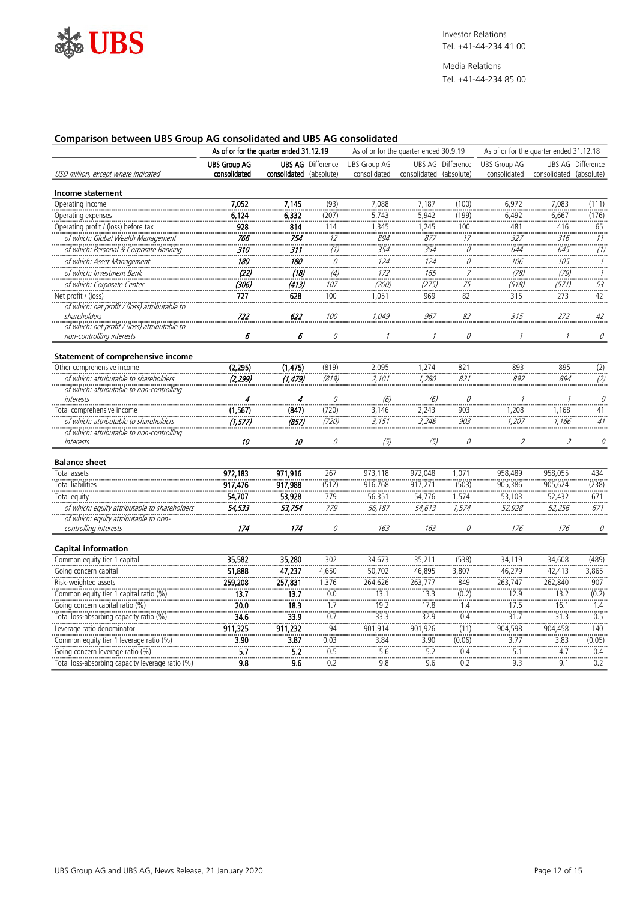Investor Relations
Tel. +41-44-234 41 00

Media Relations
Tel. +41-44-234 85 00

## Comparison between UBS Group AG consolidated and UBS AG consolidated

| | As of or for the quarter ended 31.12.19 | | | As of or for the quarter ended 30.9.19 | | | As of or for the quarter ended 31.12.18 | | |
|---|---|---|---|---|---|---|---|---|---|
| *USD million, except where indicated* | **UBS Group AG consolidated** | **UBS AG consolidated** | Difference (absolute) | UBS Group AG consolidated | UBS AG consolidated | Difference (absolute) | UBS Group AG consolidated | UBS AG consolidated | Difference (absolute) |
| **Income statement** | | | | | | | | | |
| Operating income | **7,052** | **7,145** | (93) | 7,088 | 7,187 | (100) | 6,972 | 7,083 | (111) |
| Operating expenses | **6,124** | **6,332** | (207) | 5,743 | 5,942 | (199) | 6,492 | 6,667 | (176) |
| Operating profit / (loss) before tax | **928** | **814** | 114 | 1,345 | 1,245 | 100 | 481 | 416 | 65 |
| *of which: Global Wealth Management* | ***766*** | ***754*** | *12* | *894* | *877* | *17* | *327* | *316* | *11* |
| *of which: Personal & Corporate Banking* | ***310*** | ***311*** | *(1)* | *354* | *354* | *0* | *644* | *645* | *(1)* |
| *of which: Asset Management* | ***180*** | ***180*** | *0* | *124* | *124* | *0* | *106* | *105* | *1* |
| *of which: Investment Bank* | ***(22)*** | ***(18)*** | *(4)* | *172* | *165* | *7* | *(78)* | *(79)* | *1* |
| *of which: Corporate Center* | ***(306)*** | ***(413)*** | *107* | *(200)* | *(275)* | *75* | *(518)* | *(571)* | *53* |
| Net profit / (loss) | **727** | **628** | 100 | 1,051 | 969 | 82 | 315 | 273 | 42 |
| *of which: net profit / (loss) attributable to shareholders* | ***722*** | ***622*** | *100* | *1,049* | *967* | *82* | *315* | *272* | *42* |
| *of which: net profit / (loss) attributable to non-controlling interests* | ***6*** | ***6*** | *0* | *1* | *1* | *0* | *1* | *1* | *0* |
| **Statement of comprehensive income** | | | | | | | | | |
| Other comprehensive income | **(2,295)** | **(1,475)** | (819) | 2,095 | 1,274 | 821 | 893 | 895 | (2) |
| *of which: attributable to shareholders* | ***(2,299)*** | ***(1,479)*** | *(819)* | *2,101* | *1,280* | *821* | *892* | *894* | *(2)* |
| *of which: attributable to non-controlling interests* | ***4*** | ***4*** | *0* | *(6)* | *(6)* | *0* | *1* | *1* | *0* |
| Total comprehensive income | **(1,567)** | **(847)** | (720) | 3,146 | 2,243 | 903 | 1,208 | 1,168 | 41 |
| *of which: attributable to shareholders* | ***(1,577)*** | ***(857)*** | *(720)* | *3,151* | *2,248* | *903* | *1,207* | *1,166* | *41* |
| *of which: attributable to non-controlling interests* | ***10*** | ***10*** | *0* | *(5)* | *(5)* | *0* | *2* | *2* | *0* |
| **Balance sheet** | | | | | | | | | |
| Total assets | **972,183** | **971,916** | 267 | 973,118 | 972,048 | 1,071 | 958,489 | 958,055 | 434 |
| Total liabilities | **917,476** | **917,988** | (512) | 916,768 | 917,271 | (503) | 905,386 | 905,624 | (238) |
| Total equity | **54,707** | **53,928** | 779 | 56,351 | 54,776 | 1,574 | 53,103 | 52,432 | 671 |
| *of which: equity attributable to shareholders* | ***54,533*** | ***53,754*** | *779* | *56,187* | *54,613* | *1,574* | *52,928* | *52,256* | *671* |
| *of which: equity attributable to non-controlling interests* | ***174*** | ***174*** | *0* | *163* | *163* | *0* | *176* | *176* | *0* |
| **Capital information** | | | | | | | | | |
| Common equity tier 1 capital | **35,582** | **35,280** | 302 | 34,673 | 35,211 | (538) | 34,119 | 34,608 | (489) |
| Going concern capital | **51,888** | **47,237** | 4,650 | 50,702 | 46,895 | 3,807 | 46,279 | 42,413 | 3,865 |
| Risk-weighted assets | **259,208** | **257,831** | 1,376 | 264,626 | 263,777 | 849 | 263,747 | 262,840 | 907 |
| Common equity tier 1 capital ratio (%) | **13.7** | **13.7** | 0.0 | 13.1 | 13.3 | (0.2) | 12.9 | 13.2 | (0.2) |
| Going concern capital ratio (%) | **20.0** | **18.3** | 1.7 | 19.2 | 17.8 | 1.4 | 17.5 | 16.1 | 1.4 |
| Total loss-absorbing capacity ratio (%) | **34.6** | **33.9** | 0.7 | 33.3 | 32.9 | 0.4 | 31.7 | 31.3 | 0.5 |
| Leverage ratio denominator | **911,325** | **911,232** | 94 | 901,914 | 901,926 | (11) | 904,598 | 904,458 | 140 |
| Common equity tier 1 leverage ratio (%) | **3.90** | **3.87** | 0.03 | 3.84 | 3.90 | (0.06) | 3.77 | 3.83 | (0.05) |
| Going concern leverage ratio (%) | **5.7** | **5.2** | 0.5 | 5.6 | 5.2 | 0.4 | 5.1 | 4.7 | 0.4 |
| Total loss-absorbing capacity leverage ratio (%) | **9.8** | **9.6** | 0.2 | 9.8 | 9.6 | 0.2 | 9.3 | 9.1 | 0.2 |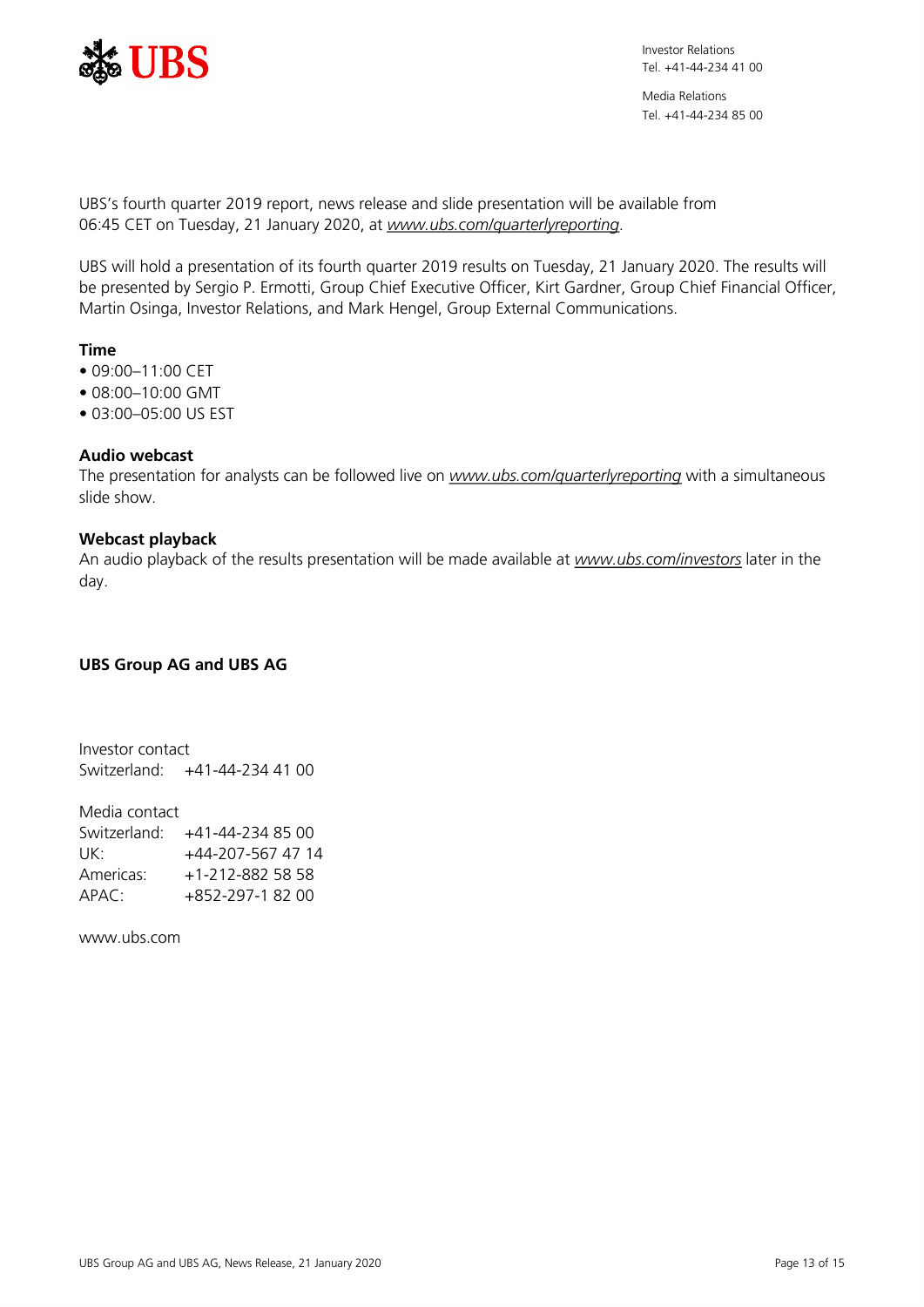UBS's fourth quarter 2019 report, news release and slide presentation will be available from 06:45 CET on Tuesday, 21 January 2020, at *www.ubs.com/quarterlyreporting*.

UBS will hold a presentation of its fourth quarter 2019 results on Tuesday, 21 January 2020. The results will be presented by Sergio P. Ermotti, Group Chief Executive Officer, Kirt Gardner, Group Chief Financial Officer, Martin Osinga, Investor Relations, and Mark Hengel, Group External Communications.

**Time**

- 09:00–11:00 CET
- 08:00–10:00 GMT
- 03:00–05:00 US EST

**Audio webcast**

The presentation for analysts can be followed live on *www.ubs.com/quarterlyreporting* with a simultaneous slide show.

**Webcast playback**

An audio playback of the results presentation will be made available at *www.ubs.com/investors* later in the day.

**UBS Group AG and UBS AG**

Investor contact
Switzerland: +41-44-234 41 00

Media contact
Switzerland: +41-44-234 85 00
UK: +44-207-567 47 14
Americas: +1-212-882 58 58
APAC: +852-297-1 82 00

www.ubs.com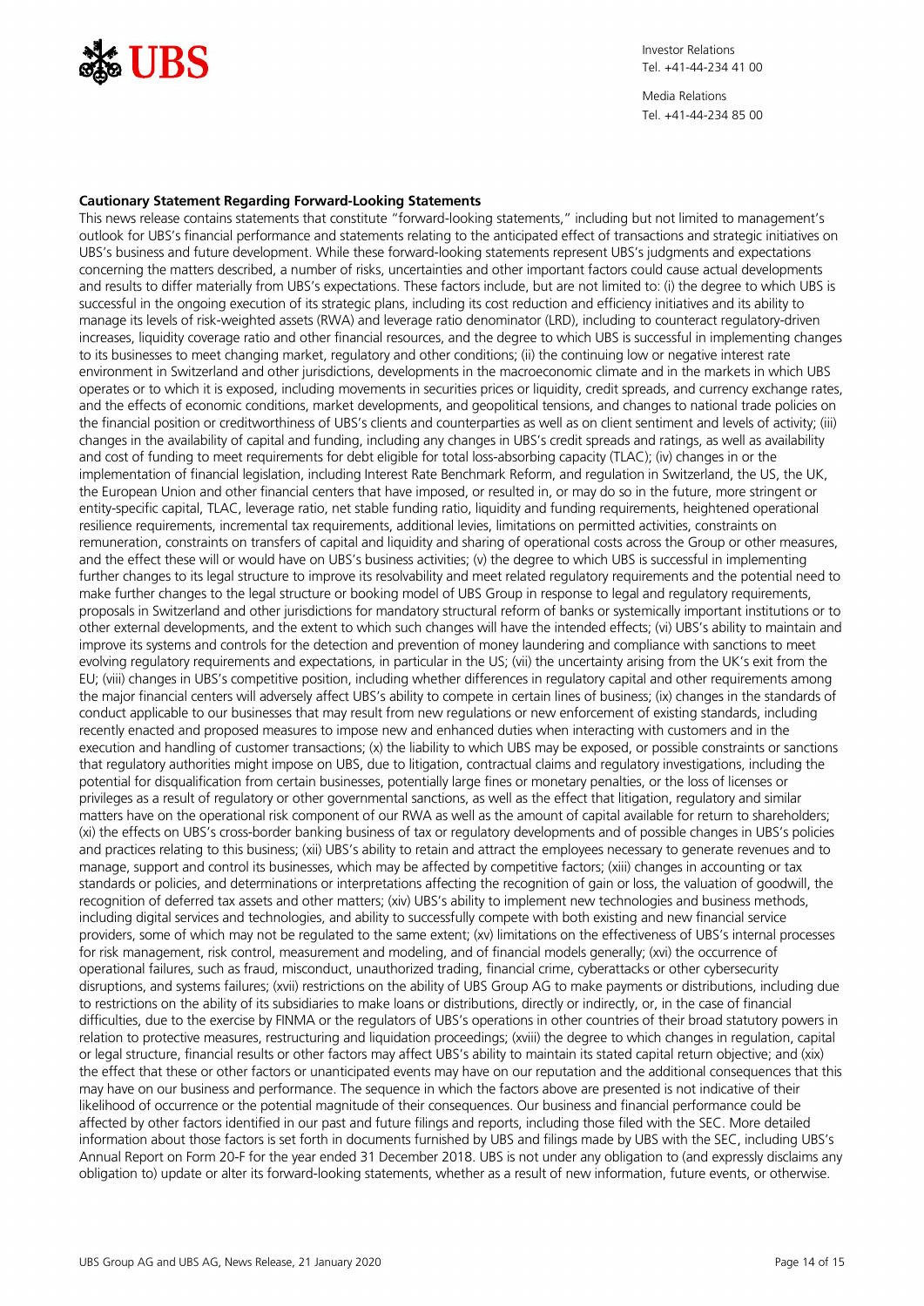**Cautionary Statement Regarding Forward-Looking Statements**

This news release contains statements that constitute "forward-looking statements," including but not limited to management's outlook for UBS's financial performance and statements relating to the anticipated effect of transactions and strategic initiatives on UBS's business and future development. While these forward-looking statements represent UBS's judgments and expectations concerning the matters described, a number of risks, uncertainties and other important factors could cause actual developments and results to differ materially from UBS's expectations. These factors include, but are not limited to: (i) the degree to which UBS is successful in the ongoing execution of its strategic plans, including its cost reduction and efficiency initiatives and its ability to manage its levels of risk-weighted assets (RWA) and leverage ratio denominator (LRD), including to counteract regulatory-driven increases, liquidity coverage ratio and other financial resources, and the degree to which UBS is successful in implementing changes to its businesses to meet changing market, regulatory and other conditions; (ii) the continuing low or negative interest rate environment in Switzerland and other jurisdictions, developments in the macroeconomic climate and in the markets in which UBS operates or to which it is exposed, including movements in securities prices or liquidity, credit spreads, and currency exchange rates, and the effects of economic conditions, market developments, and geopolitical tensions, and changes to national trade policies on the financial position or creditworthiness of UBS's clients and counterparties as well as on client sentiment and levels of activity; (iii) changes in the availability of capital and funding, including any changes in UBS's credit spreads and ratings, as well as availability and cost of funding to meet requirements for debt eligible for total loss-absorbing capacity (TLAC); (iv) changes in or the implementation of financial legislation, including Interest Rate Benchmark Reform, and regulation in Switzerland, the US, the UK, the European Union and other financial centers that have imposed, or resulted in, or may do so in the future, more stringent or entity-specific capital, TLAC, leverage ratio, net stable funding ratio, liquidity and funding requirements, heightened operational resilience requirements, incremental tax requirements, additional levies, limitations on permitted activities, constraints on remuneration, constraints on transfers of capital and liquidity and sharing of operational costs across the Group or other measures, and the effect these will or would have on UBS's business activities; (v) the degree to which UBS is successful in implementing further changes to its legal structure to improve its resolvability and meet related regulatory requirements and the potential need to make further changes to the legal structure or booking model of UBS Group in response to legal and regulatory requirements, proposals in Switzerland and other jurisdictions for mandatory structural reform of banks or systemically important institutions or to other external developments, and the extent to which such changes will have the intended effects; (vi) UBS's ability to maintain and improve its systems and controls for the detection and prevention of money laundering and compliance with sanctions to meet evolving regulatory requirements and expectations, in particular in the US; (vii) the uncertainty arising from the UK's exit from the EU; (viii) changes in UBS's competitive position, including whether differences in regulatory capital and other requirements among the major financial centers will adversely affect UBS's ability to compete in certain lines of business; (ix) changes in the standards of conduct applicable to our businesses that may result from new regulations or new enforcement of existing standards, including recently enacted and proposed measures to impose new and enhanced duties when interacting with customers and in the execution and handling of customer transactions; (x) the liability to which UBS may be exposed, or possible constraints or sanctions that regulatory authorities might impose on UBS, due to litigation, contractual claims and regulatory investigations, including the potential for disqualification from certain businesses, potentially large fines or monetary penalties, or the loss of licenses or privileges as a result of regulatory or other governmental sanctions, as well as the effect that litigation, regulatory and similar matters have on the operational risk component of our RWA as well as the amount of capital available for return to shareholders; (xi) the effects on UBS's cross-border banking business of tax or regulatory developments and of possible changes in UBS's policies and practices relating to this business; (xii) UBS's ability to retain and attract the employees necessary to generate revenues and to manage, support and control its businesses, which may be affected by competitive factors; (xiii) changes in accounting or tax standards or policies, and determinations or interpretations affecting the recognition of gain or loss, the valuation of goodwill, the recognition of deferred tax assets and other matters; (xiv) UBS's ability to implement new technologies and business methods, including digital services and technologies, and ability to successfully compete with both existing and new financial service providers, some of which may not be regulated to the same extent; (xv) limitations on the effectiveness of UBS's internal processes for risk management, risk control, measurement and modeling, and of financial models generally; (xvi) the occurrence of operational failures, such as fraud, misconduct, unauthorized trading, financial crime, cyberattacks or other cybersecurity disruptions, and systems failures; (xvii) restrictions on the ability of UBS Group AG to make payments or distributions, including due to restrictions on the ability of its subsidiaries to make loans or distributions, directly or indirectly, or, in the case of financial difficulties, due to the exercise by FINMA or the regulators of UBS's operations in other countries of their broad statutory powers in relation to protective measures, restructuring and liquidation proceedings; (xviii) the degree to which changes in regulation, capital or legal structure, financial results or other factors may affect UBS's ability to maintain its stated capital return objective; and (xix) the effect that these or other factors or unanticipated events may have on our reputation and the additional consequences that this may have on our business and performance. The sequence in which the factors above are presented is not indicative of their likelihood of occurrence or the potential magnitude of their consequences. Our business and financial performance could be affected by other factors identified in our past and future filings and reports, including those filed with the SEC. More detailed information about those factors is set forth in documents furnished by UBS and filings made by UBS with the SEC, including UBS's Annual Report on Form 20-F for the year ended 31 December 2018. UBS is not under any obligation to (and expressly disclaims any obligation to) update or alter its forward-looking statements, whether as a result of new information, future events, or otherwise.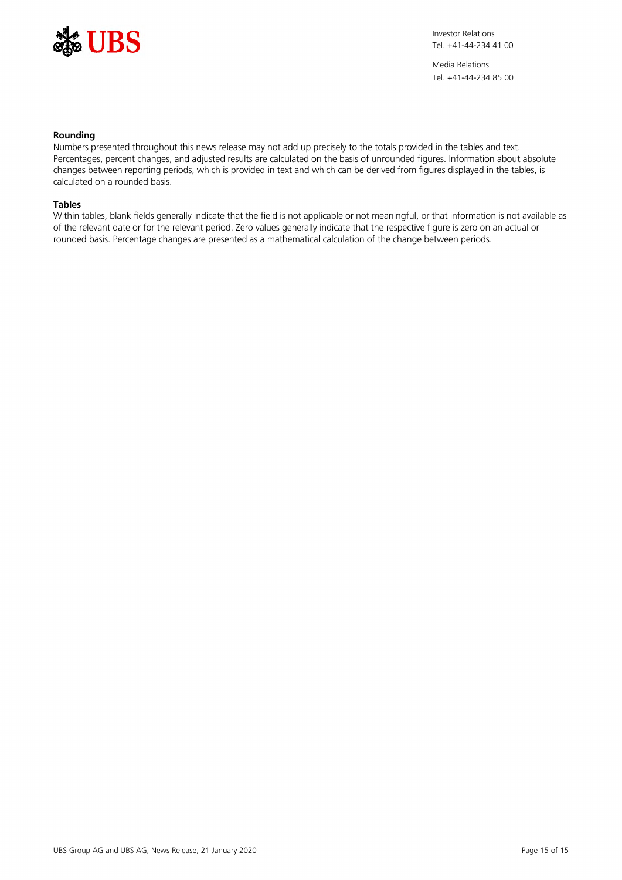**Rounding**

Numbers presented throughout this news release may not add up precisely to the totals provided in the tables and text. Percentages, percent changes, and adjusted results are calculated on the basis of unrounded figures. Information about absolute changes between reporting periods, which is provided in text and which can be derived from figures displayed in the tables, is calculated on a rounded basis.

**Tables**

Within tables, blank fields generally indicate that the field is not applicable or not meaningful, or that information is not available as of the relevant date or for the relevant period. Zero values generally indicate that the respective figure is zero on an actual or rounded basis. Percentage changes are presented as a mathematical calculation of the change between periods.